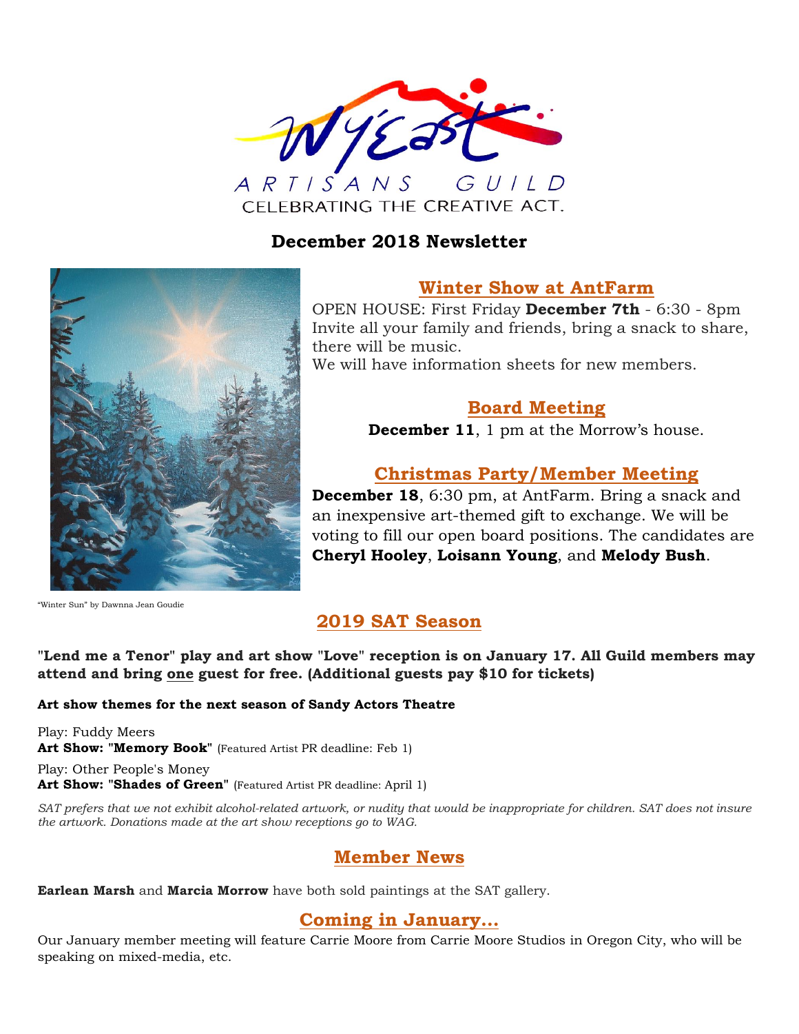Wy'East ARTISANS GUILD

CELEBRATING THE CREATIVE ACT.

# December 2018 Newsletter

## Winter Show at AntFarm

OPEN HOUSE: First Friday **December 7th** - 6:30 - 8pm
Invite all your family and friends, bring a snack to share, there will be music.
We will have information sheets for new members.

## Board Meeting

**December 11**, 1 pm at the Morrow's house.

## Christmas Party/Member Meeting

**December 18**, 6:30 pm, at AntFarm. Bring a snack and an inexpensive art-themed gift to exchange. We will be voting to fill our open board positions. The candidates are **Cheryl Hooley**, **Loisann Young**, and **Melody Bush**.

"Winter Sun" by Dawnna Jean Goudie

## 2019 SAT Season

**"Lend me a Tenor" play and art show "Love" reception is on January 17. All Guild members may attend and bring one guest for free. (Additional guests pay $10 for tickets)**

**Art show themes for the next season of Sandy Actors Theatre**

Play: Fuddy Meers
**Art Show: "Memory Book"** (Featured Artist PR deadline: Feb 1)

Play: Other People's Money
**Art Show: "Shades of Green"** (Featured Artist PR deadline: April 1)

*SAT prefers that we not exhibit alcohol-related artwork, or nudity that would be inappropriate for children. SAT does not insure the artwork. Donations made at the art show receptions go to WAG.*

## Member News

**Earlean Marsh** and **Marcia Morrow** have both sold paintings at the SAT gallery.

## Coming in January...

Our January member meeting will feature Carrie Moore from Carrie Moore Studios in Oregon City, who will be speaking on mixed-media, etc.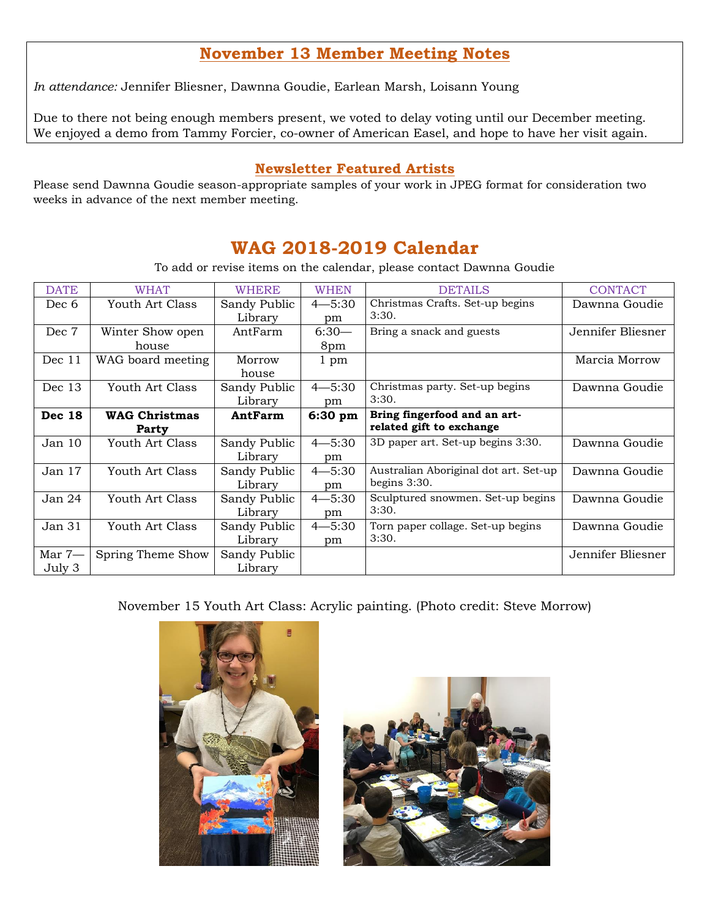## November 13 Member Meeting Notes

*In attendance:* Jennifer Bliesner, Dawnna Goudie, Earlean Marsh, Loisann Young

Due to there not being enough members present, we voted to delay voting until our December meeting. We enjoyed a demo from Tammy Forcier, co-owner of American Easel, and hope to have her visit again.

## Newsletter Featured Artists

Please send Dawnna Goudie season-appropriate samples of your work in JPEG format for consideration two weeks in advance of the next member meeting.

# WAG 2018-2019 Calendar

To add or revise items on the calendar, please contact Dawnna Goudie

| DATE | WHAT | WHERE | WHEN | DETAILS | CONTACT |
|---|---|---|---|---|---|
| Dec 6 | Youth Art Class | Sandy Public Library | 4—5:30 pm | Christmas Crafts. Set-up begins 3:30. | Dawnna Goudie |
| Dec 7 | Winter Show open house | AntFarm | 6:30—8pm | Bring a snack and guests | Jennifer Bliesner |
| Dec 11 | WAG board meeting | Morrow house | 1 pm | | Marcia Morrow |
| Dec 13 | Youth Art Class | Sandy Public Library | 4—5:30 pm | Christmas party. Set-up begins 3:30. | Dawnna Goudie |
| **Dec 18** | **WAG Christmas Party** | **AntFarm** | **6:30 pm** | **Bring fingerfood and an art-related gift to exchange** | |
| Jan 10 | Youth Art Class | Sandy Public Library | 4—5:30 pm | 3D paper art. Set-up begins 3:30. | Dawnna Goudie |
| Jan 17 | Youth Art Class | Sandy Public Library | 4—5:30 pm | Australian Aboriginal dot art. Set-up begins 3:30. | Dawnna Goudie |
| Jan 24 | Youth Art Class | Sandy Public Library | 4—5:30 pm | Sculptured snowmen. Set-up begins 3:30. | Dawnna Goudie |
| Jan 31 | Youth Art Class | Sandy Public Library | 4—5:30 pm | Torn paper collage. Set-up begins 3:30. | Dawnna Goudie |
| Mar 7—July 3 | Spring Theme Show | Sandy Public Library | | | Jennifer Bliesner |

November 15 Youth Art Class: Acrylic painting. (Photo credit: Steve Morrow)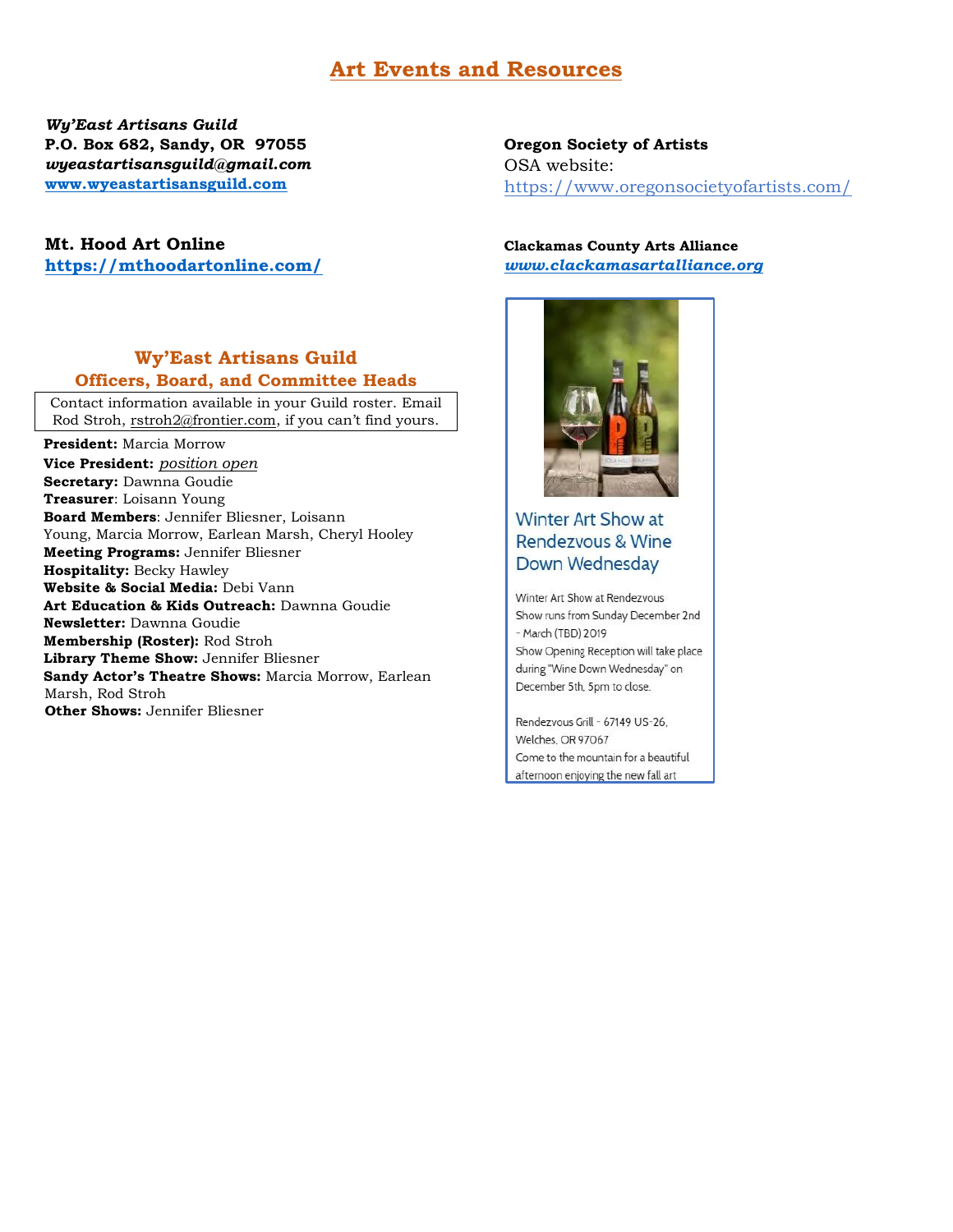# Art Events and Resources

***Wy'East Artisans Guild***
**P.O. Box 682, Sandy, OR 97055**
***wyeastartisansguild@gmail.com***
**www.wyeastartisansguild.com**

**Mt. Hood Art Online**
**https://mthoodartonline.com/**

**Oregon Society of Artists**
OSA website:
https://www.oregonsocietyofartists.com/

**Clackamas County Arts Alliance**
***www.clackamasartalliance.org***

## Wy'East Artisans Guild
### Officers, Board, and Committee Heads

Contact information available in your Guild roster. Email Rod Stroh, rstroh2@frontier.com, if you can't find yours.

**President:** Marcia Morrow
**Vice President:** *position open*
**Secretary:** Dawnna Goudie
**Treasurer**: Loisann Young
**Board Members**: Jennifer Bliesner, Loisann Young, Marcia Morrow, Earlean Marsh, Cheryl Hooley
**Meeting Programs:** Jennifer Bliesner
**Hospitality:** Becky Hawley
**Website & Social Media:** Debi Vann
**Art Education & Kids Outreach:** Dawnna Goudie
**Newsletter:** Dawnna Goudie
**Membership (Roster):** Rod Stroh
**Library Theme Show:** Jennifer Bliesner
**Sandy Actor's Theatre Shows:** Marcia Morrow, Earlean Marsh, Rod Stroh
**Other Shows:** Jennifer Bliesner

### Winter Art Show at Rendezvous & Wine Down Wednesday

Winter Art Show at Rendezvous
Show runs from Sunday December 2nd – March (TBD) 2019
Show Opening Reception will take place during "Wine Down Wednesday" on December 5th, 5pm to close.

Rendezvous Grill - 67149 US-26, Welches, OR 97067
Come to the mountain for a beautiful afternoon enjoying the new fall art